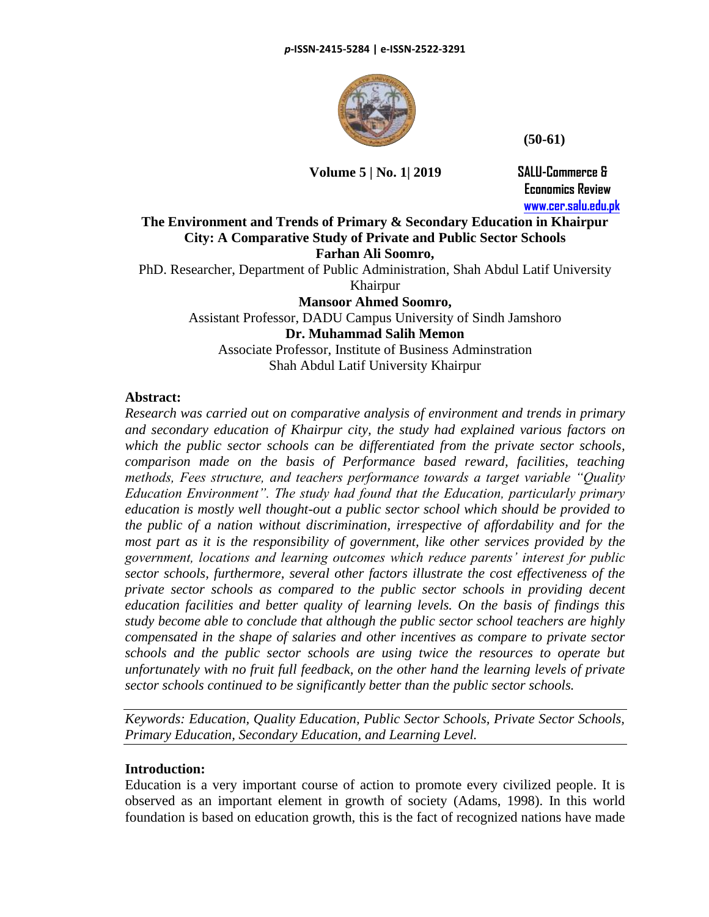# The Environment and Trends of Primary & Secondary Education in Khairpur City: A Comparative Study of Private and Public Sector Schools

**Farhan Ali Soomro,**

PhD. Researcher, Department of Public Administration, Shah Abdul Latif University Khairpur

**Mansoor Ahmed Soomro,**

Assistant Professor, DADU Campus University of Sindh Jamshoro

**Dr. Muhammad Salih Memon**

Associate Professor, Institute of Business Adminstration
Shah Abdul Latif University Khairpur

**Abstract:**

*Research was carried out on comparative analysis of environment and trends in primary and secondary education of Khairpur city, the study had explained various factors on which the public sector schools can be differentiated from the private sector schools, comparison made on the basis of Performance based reward, facilities, teaching methods, Fees structure, and teachers performance towards a target variable "Quality Education Environment". The study had found that the Education, particularly primary education is mostly well thought-out a public sector school which should be provided to the public of a nation without discrimination, irrespective of affordability and for the most part as it is the responsibility of government, like other services provided by the government, locations and learning outcomes which reduce parents' interest for public sector schools, furthermore, several other factors illustrate the cost effectiveness of the private sector schools as compared to the public sector schools in providing decent education facilities and better quality of learning levels. On the basis of findings this study become able to conclude that although the public sector school teachers are highly compensated in the shape of salaries and other incentives as compare to private sector schools and the public sector schools are using twice the resources to operate but unfortunately with no fruit full feedback, on the other hand the learning levels of private sector schools continued to be significantly better than the public sector schools.*

*Keywords: Education, Quality Education, Public Sector Schools, Private Sector Schools, Primary Education, Secondary Education, and Learning Level.*

**Introduction:**

Education is a very important course of action to promote every civilized people. It is observed as an important element in growth of society (Adams, 1998). In this world foundation is based on education growth, this is the fact of recognized nations have made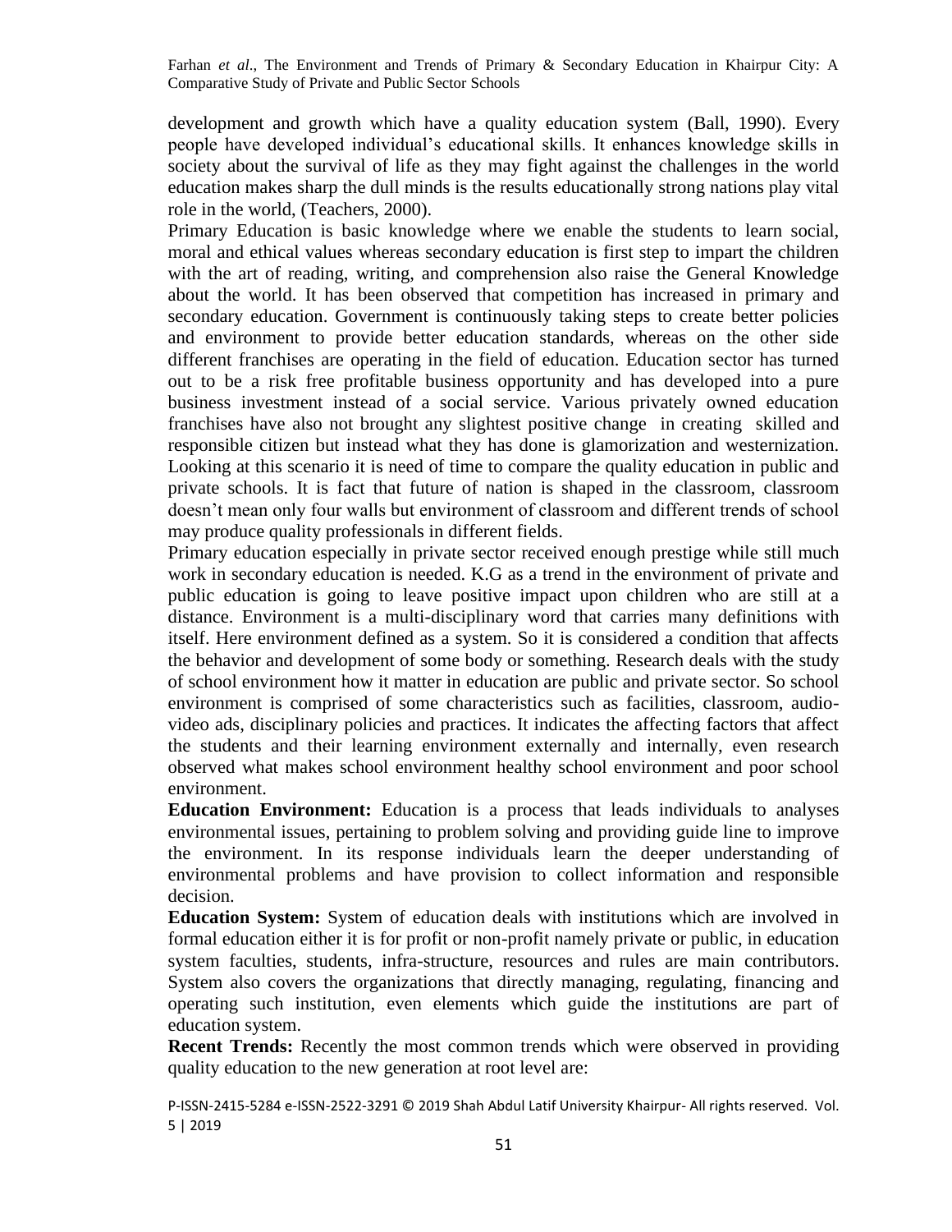development and growth which have a quality education system (Ball, 1990). Every people have developed individual's educational skills. It enhances knowledge skills in society about the survival of life as they may fight against the challenges in the world education makes sharp the dull minds is the results educationally strong nations play vital role in the world, (Teachers, 2000).

Primary Education is basic knowledge where we enable the students to learn social, moral and ethical values whereas secondary education is first step to impart the children with the art of reading, writing, and comprehension also raise the General Knowledge about the world. It has been observed that competition has increased in primary and secondary education. Government is continuously taking steps to create better policies and environment to provide better education standards, whereas on the other side different franchises are operating in the field of education. Education sector has turned out to be a risk free profitable business opportunity and has developed into a pure business investment instead of a social service. Various privately owned education franchises have also not brought any slightest positive change in creating skilled and responsible citizen but instead what they has done is glamorization and westernization. Looking at this scenario it is need of time to compare the quality education in public and private schools. It is fact that future of nation is shaped in the classroom, classroom doesn't mean only four walls but environment of classroom and different trends of school may produce quality professionals in different fields.

Primary education especially in private sector received enough prestige while still much work in secondary education is needed. K.G as a trend in the environment of private and public education is going to leave positive impact upon children who are still at a distance. Environment is a multi-disciplinary word that carries many definitions with itself. Here environment defined as a system. So it is considered a condition that affects the behavior and development of some body or something. Research deals with the study of school environment how it matter in education are public and private sector. So school environment is comprised of some characteristics such as facilities, classroom, audio-video ads, disciplinary policies and practices. It indicates the affecting factors that affect the students and their learning environment externally and internally, even research observed what makes school environment healthy school environment and poor school environment.

**Education Environment:** Education is a process that leads individuals to analyses environmental issues, pertaining to problem solving and providing guide line to improve the environment. In its response individuals learn the deeper understanding of environmental problems and have provision to collect information and responsible decision.

**Education System:** System of education deals with institutions which are involved in formal education either it is for profit or non-profit namely private or public, in education system faculties, students, infra-structure, resources and rules are main contributors. System also covers the organizations that directly managing, regulating, financing and operating such institution, even elements which guide the institutions are part of education system.

**Recent Trends:** Recently the most common trends which were observed in providing quality education to the new generation at root level are: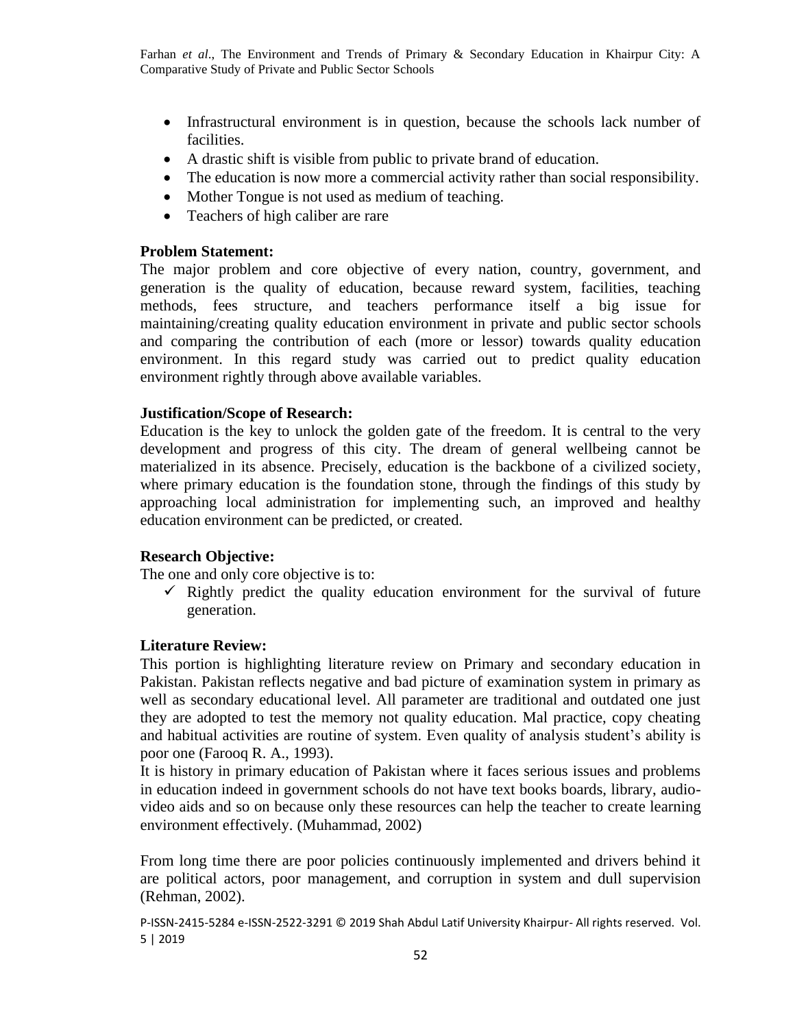- Infrastructural environment is in question, because the schools lack number of facilities.
- A drastic shift is visible from public to private brand of education.
- The education is now more a commercial activity rather than social responsibility.
- Mother Tongue is not used as medium of teaching.
- Teachers of high caliber are rare

**Problem Statement:**

The major problem and core objective of every nation, country, government, and generation is the quality of education, because reward system, facilities, teaching methods, fees structure, and teachers performance itself a big issue for maintaining/creating quality education environment in private and public sector schools and comparing the contribution of each (more or lessor) towards quality education environment. In this regard study was carried out to predict quality education environment rightly through above available variables.

**Justification/Scope of Research:**

Education is the key to unlock the golden gate of the freedom. It is central to the very development and progress of this city. The dream of general wellbeing cannot be materialized in its absence. Precisely, education is the backbone of a civilized society, where primary education is the foundation stone, through the findings of this study by approaching local administration for implementing such, an improved and healthy education environment can be predicted, or created.

**Research Objective:**

The one and only core objective is to:

- ✓ Rightly predict the quality education environment for the survival of future generation.

**Literature Review:**

This portion is highlighting literature review on Primary and secondary education in Pakistan. Pakistan reflects negative and bad picture of examination system in primary as well as secondary educational level. All parameter are traditional and outdated one just they are adopted to test the memory not quality education. Mal practice, copy cheating and habitual activities are routine of system. Even quality of analysis student's ability is poor one (Farooq R. A., 1993).

It is history in primary education of Pakistan where it faces serious issues and problems in education indeed in government schools do not have text books boards, library, audio-video aids and so on because only these resources can help the teacher to create learning environment effectively. (Muhammad, 2002)

From long time there are poor policies continuously implemented and drivers behind it are political actors, poor management, and corruption in system and dull supervision (Rehman, 2002).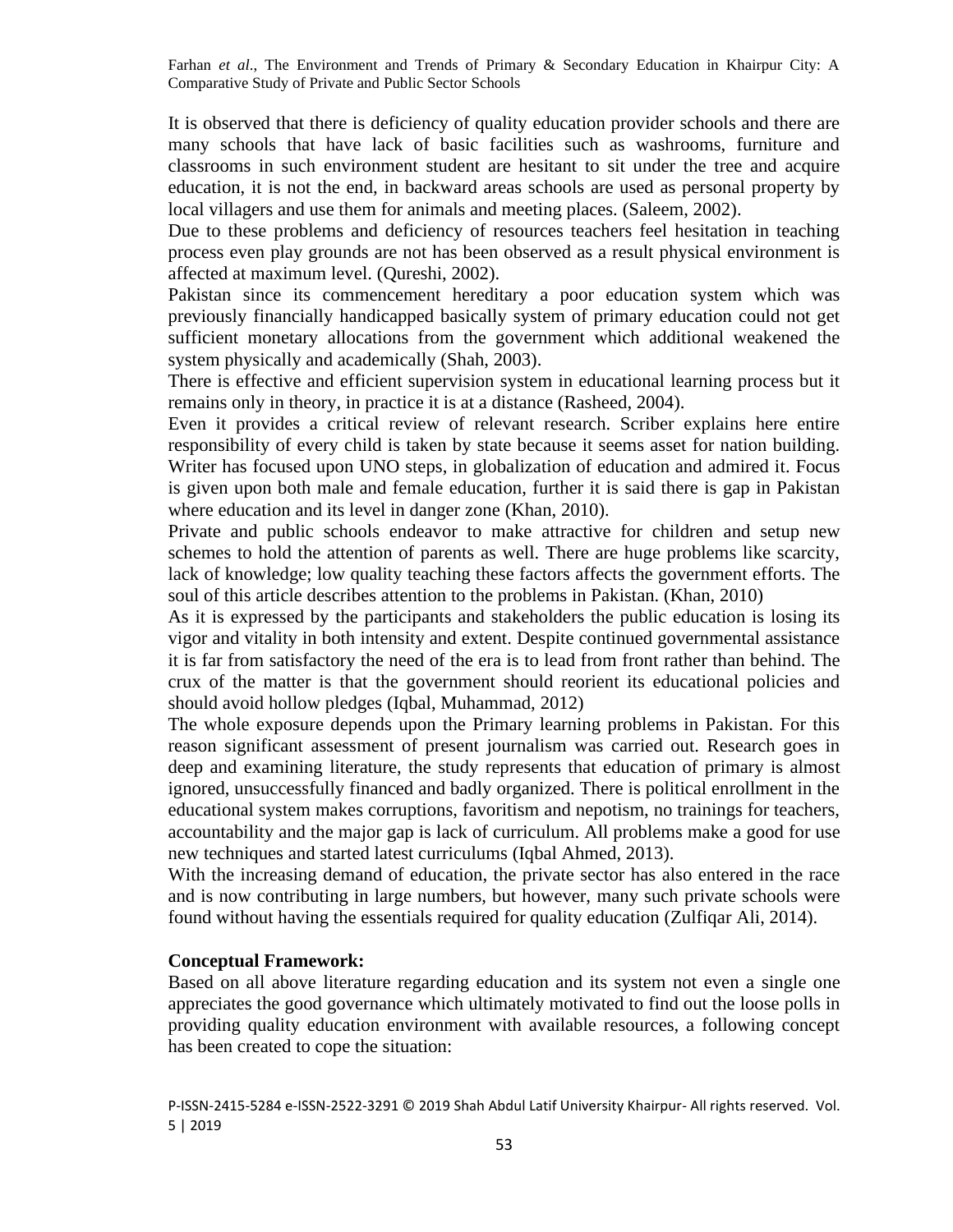It is observed that there is deficiency of quality education provider schools and there are many schools that have lack of basic facilities such as washrooms, furniture and classrooms in such environment student are hesitant to sit under the tree and acquire education, it is not the end, in backward areas schools are used as personal property by local villagers and use them for animals and meeting places. (Saleem, 2002).

Due to these problems and deficiency of resources teachers feel hesitation in teaching process even play grounds are not has been observed as a result physical environment is affected at maximum level. (Qureshi, 2002).

Pakistan since its commencement hereditary a poor education system which was previously financially handicapped basically system of primary education could not get sufficient monetary allocations from the government which additional weakened the system physically and academically (Shah, 2003).

There is effective and efficient supervision system in educational learning process but it remains only in theory, in practice it is at a distance (Rasheed, 2004).

Even it provides a critical review of relevant research. Scriber explains here entire responsibility of every child is taken by state because it seems asset for nation building. Writer has focused upon UNO steps, in globalization of education and admired it. Focus is given upon both male and female education, further it is said there is gap in Pakistan where education and its level in danger zone (Khan, 2010).

Private and public schools endeavor to make attractive for children and setup new schemes to hold the attention of parents as well. There are huge problems like scarcity, lack of knowledge; low quality teaching these factors affects the government efforts. The soul of this article describes attention to the problems in Pakistan. (Khan, 2010)

As it is expressed by the participants and stakeholders the public education is losing its vigor and vitality in both intensity and extent. Despite continued governmental assistance it is far from satisfactory the need of the era is to lead from front rather than behind. The crux of the matter is that the government should reorient its educational policies and should avoid hollow pledges (Iqbal, Muhammad, 2012)

The whole exposure depends upon the Primary learning problems in Pakistan. For this reason significant assessment of present journalism was carried out. Research goes in deep and examining literature, the study represents that education of primary is almost ignored, unsuccessfully financed and badly organized. There is political enrollment in the educational system makes corruptions, favoritism and nepotism, no trainings for teachers, accountability and the major gap is lack of curriculum. All problems make a good for use new techniques and started latest curriculums (Iqbal Ahmed, 2013).

With the increasing demand of education, the private sector has also entered in the race and is now contributing in large numbers, but however, many such private schools were found without having the essentials required for quality education (Zulfiqar Ali, 2014).

**Conceptual Framework:**

Based on all above literature regarding education and its system not even a single one appreciates the good governance which ultimately motivated to find out the loose polls in providing quality education environment with available resources, a following concept has been created to cope the situation: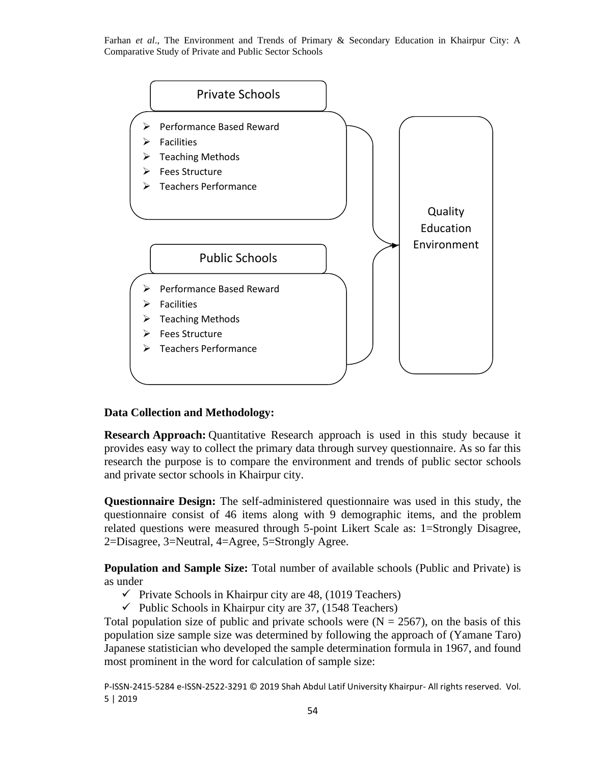Private Schools

- Performance Based Reward
- Facilities
- Teaching Methods
- Fees Structure
- Teachers Performance

Public Schools

- Performance Based Reward
- Facilities
- Teaching Methods
- Fees Structure
- Teachers Performance

Quality Education Environment

### Data Collection and Methodology:

**Research Approach:** Quantitative Research approach is used in this study because it provides easy way to collect the primary data through survey questionnaire. As so far this research the purpose is to compare the environment and trends of public sector schools and private sector schools in Khairpur city.

**Questionnaire Design:** The self-administered questionnaire was used in this study, the questionnaire consist of 46 items along with 9 demographic items, and the problem related questions were measured through 5-point Likert Scale as: 1=Strongly Disagree, 2=Disagree, 3=Neutral, 4=Agree, 5=Strongly Agree.

**Population and Sample Size:** Total number of available schools (Public and Private) is as under

- ✓ Private Schools in Khairpur city are 48, (1019 Teachers)
- ✓ Public Schools in Khairpur city are 37, (1548 Teachers)

Total population size of public and private schools were (N = 2567), on the basis of this population size sample size was determined by following the approach of (Yamane Taro) Japanese statistician who developed the sample determination formula in 1967, and found most prominent in the word for calculation of sample size: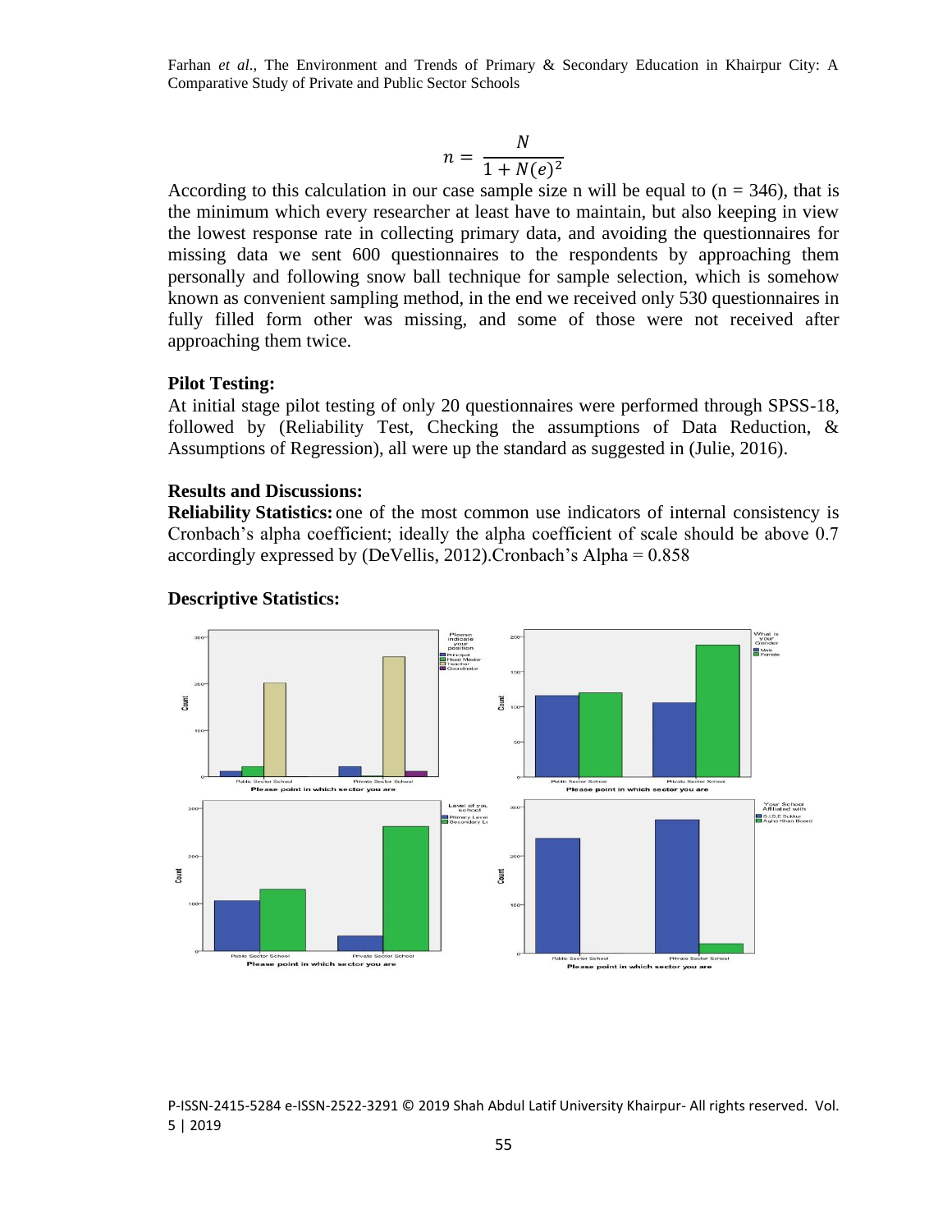$$n = \frac{N}{1 + N(e)^2}$$

According to this calculation in our case sample size n will be equal to (n = 346), that is the minimum which every researcher at least have to maintain, but also keeping in view the lowest response rate in collecting primary data, and avoiding the questionnaires for missing data we sent 600 questionnaires to the respondents by approaching them personally and following snow ball technique for sample selection, which is somehow known as convenient sampling method, in the end we received only 530 questionnaires in fully filled form other was missing, and some of those were not received after approaching them twice.

**Pilot Testing:**

At initial stage pilot testing of only 20 questionnaires were performed through SPSS-18, followed by (Reliability Test, Checking the assumptions of Data Reduction, & Assumptions of Regression), all were up the standard as suggested in (Julie, 2016).

**Results and Discussions:**

**Reliability Statistics:** one of the most common use indicators of internal consistency is Cronbach's alpha coefficient; ideally the alpha coefficient of scale should be above 0.7 accordingly expressed by (DeVellis, 2012).Cronbach's Alpha = 0.858

**Descriptive Statistics:**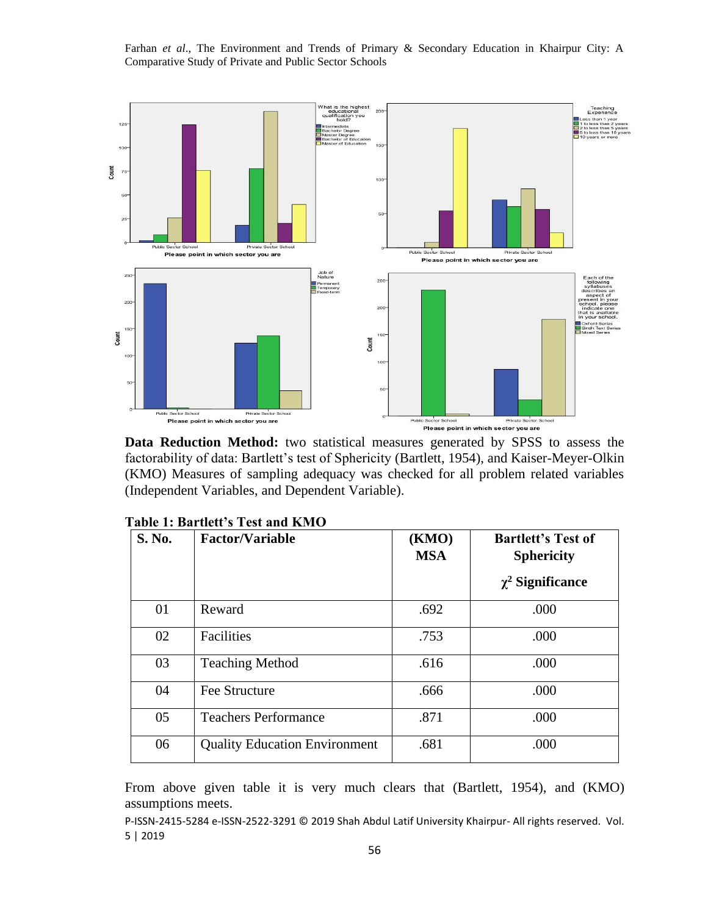**Data Reduction Method:** two statistical measures generated by SPSS to assess the factorability of data: Bartlett's test of Sphericity (Bartlett, 1954), and Kaiser-Meyer-Olkin (KMO) Measures of sampling adequacy was checked for all problem related variables (Independent Variables, and Dependent Variable).

**Table 1: Bartlett's Test and KMO**

| S. No. | Factor/Variable | (KMO) MSA | Bartlett's Test of Sphericity $\chi^2$ Significance |
|---|---|---|---|
| 01 | Reward | .692 | .000 |
| 02 | Facilities | .753 | .000 |
| 03 | Teaching Method | .616 | .000 |
| 04 | Fee Structure | .666 | .000 |
| 05 | Teachers Performance | .871 | .000 |
| 06 | Quality Education Environment | .681 | .000 |

From above given table it is very much clears that (Bartlett, 1954), and (KMO) assumptions meets.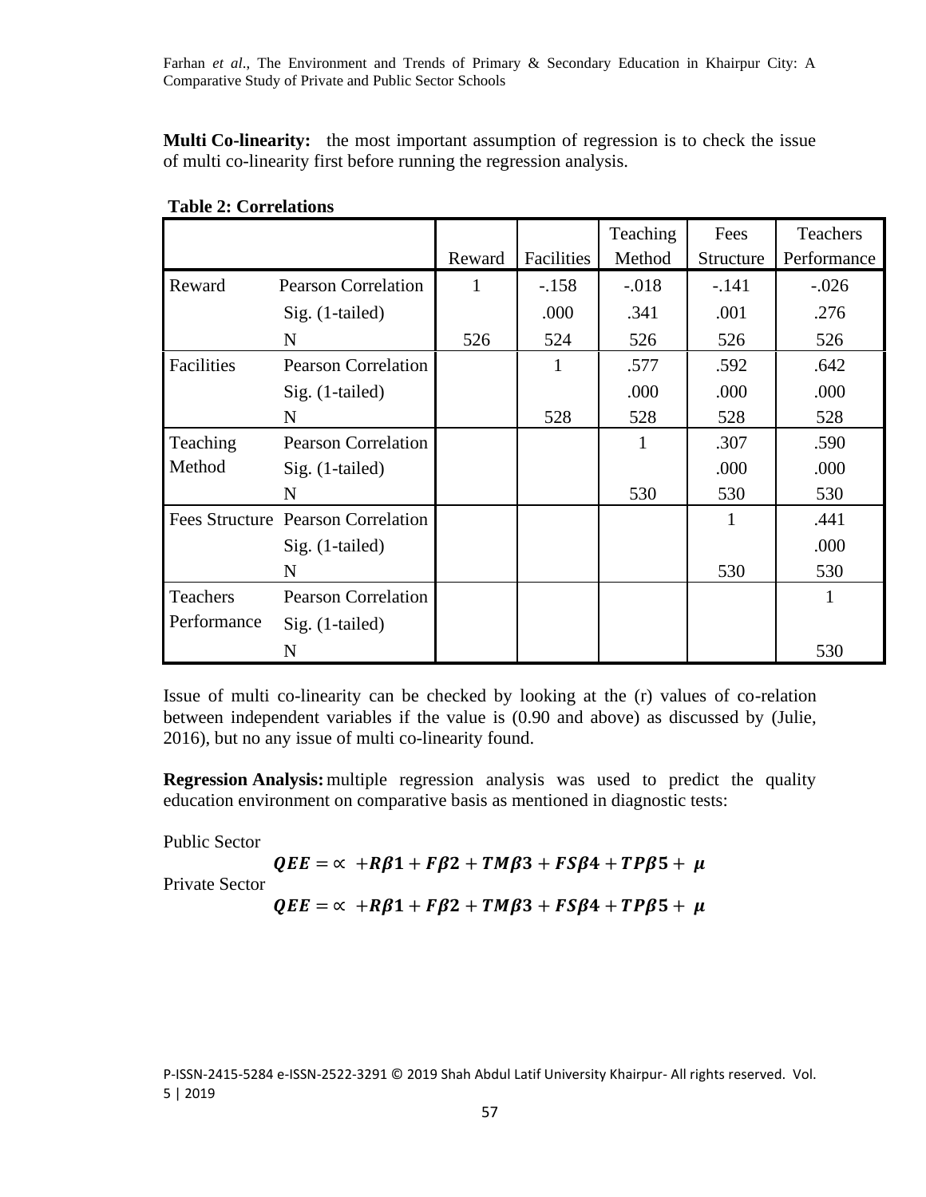**Multi Co-linearity:** the most important assumption of regression is to check the issue of multi co-linearity first before running the regression analysis.

**Table 2: Correlations**

| | | Reward | Facilities | Teaching Method | Fees Structure | Teachers Performance |
|---|---|---|---|---|---|---|
| Reward | Pearson Correlation | 1 | -.158 | -.018 | -.141 | -.026 |
| | Sig. (1-tailed) | | .000 | .341 | .001 | .276 |
| | N | 526 | 524 | 526 | 526 | 526 |
| Facilities | Pearson Correlation | | 1 | .577 | .592 | .642 |
| | Sig. (1-tailed) | | | .000 | .000 | .000 |
| | N | | 528 | 528 | 528 | 528 |
| Teaching Method | Pearson Correlation | | | 1 | .307 | .590 |
| | Sig. (1-tailed) | | | | .000 | .000 |
| | N | | | 530 | 530 | 530 |
| Fees Structure | Pearson Correlation | | | | 1 | .441 |
| | Sig. (1-tailed) | | | | | .000 |
| | N | | | | 530 | 530 |
| Teachers Performance | Pearson Correlation | | | | | 1 |
| | Sig. (1-tailed) | | | | | |
| | N | | | | | 530 |

Issue of multi co-linearity can be checked by looking at the (r) values of co-relation between independent variables if the value is (0.90 and above) as discussed by (Julie, 2016), but no any issue of multi co-linearity found.

**Regression Analysis:** multiple regression analysis was used to predict the quality education environment on comparative basis as mentioned in diagnostic tests:

Public Sector

$$QEE = \propto\ + R\beta 1 + F\beta 2 + TM\beta 3 + FS\beta 4 + TP\beta 5 +\ \mu$$

Private Sector

$$QEE = \propto\ + R\beta 1 + F\beta 2 + TM\beta 3 + FS\beta 4 + TP\beta 5 +\ \mu$$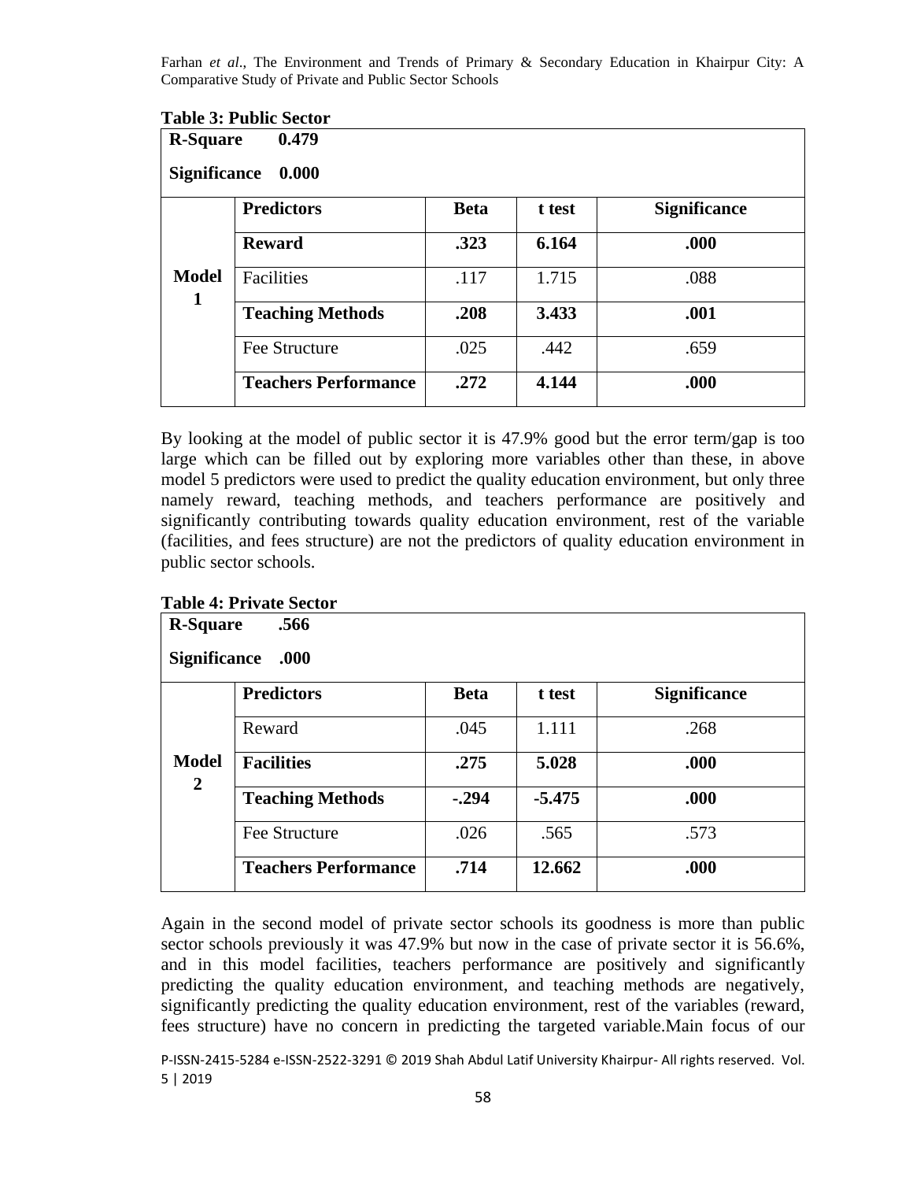**Table 3: Public Sector**

| **R-Square** 0.479<br>**Significance** 0.000 | | | | |
|---|---|---|---|---|
| | **Predictors** | **Beta** | **t test** | **Significance** |
| **Model 1** | **Reward** | **.323** | **6.164** | **.000** |
| | Facilities | .117 | 1.715 | .088 |
| | **Teaching Methods** | **.208** | **3.433** | **.001** |
| | Fee Structure | .025 | .442 | .659 |
| | **Teachers Performance** | **.272** | **4.144** | **.000** |

By looking at the model of public sector it is 47.9% good but the error term/gap is too large which can be filled out by exploring more variables other than these, in above model 5 predictors were used to predict the quality education environment, but only three namely reward, teaching methods, and teachers performance are positively and significantly contributing towards quality education environment, rest of the variable (facilities, and fees structure) are not the predictors of quality education environment in public sector schools.

**Table 4: Private Sector**

| **R-Square** .566<br>**Significance** .000 | | | | |
|---|---|---|---|---|
| | **Predictors** | **Beta** | **t test** | **Significance** |
| **Model 2** | Reward | .045 | 1.111 | .268 |
| | **Facilities** | **.275** | **5.028** | **.000** |
| | **Teaching Methods** | **-.294** | **-5.475** | **.000** |
| | Fee Structure | .026 | .565 | .573 |
| | **Teachers Performance** | **.714** | **12.662** | **.000** |

Again in the second model of private sector schools its goodness is more than public sector schools previously it was 47.9% but now in the case of private sector it is 56.6%, and in this model facilities, teachers performance are positively and significantly predicting the quality education environment, and teaching methods are negatively, significantly predicting the quality education environment, rest of the variables (reward, fees structure) have no concern in predicting the targeted variable.Main focus of our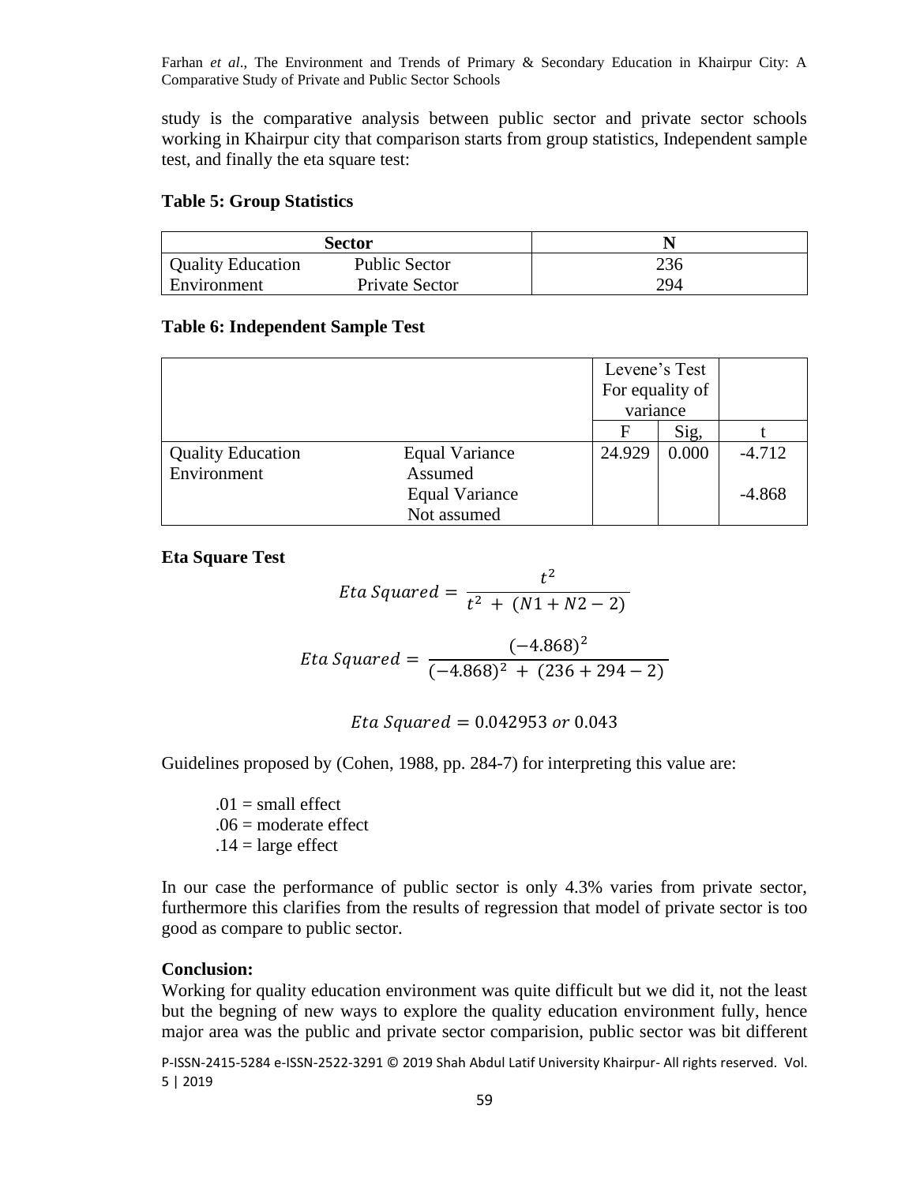study is the comparative analysis between public sector and private sector schools working in Khairpur city that comparison starts from group statistics, Independent sample test, and finally the eta square test:

**Table 5: Group Statistics**

| Sector | | N |
|---|---|---|
| Quality Education | Public Sector | 236 |
| Environment | Private Sector | 294 |

**Table 6: Independent Sample Test**

| | | Levene's Test For equality of variance | | |
|---|---|---|---|---|
| | | F | Sig, | t |
| Quality Education Environment | Equal Variance Assumed | 24.929 | 0.000 | -4.712 |
| | Equal Variance Not assumed | | | -4.868 |

**Eta Square Test**

$$Eta\ Squared = \frac{t^2}{t^2 + (N1 + N2 - 2)}$$

$$Eta\ Squared = \frac{(-4.868)^2}{(-4.868)^2 + (236 + 294 - 2)}$$

$$Eta\ Squared = 0.042953\ or\ 0.043$$

Guidelines proposed by (Cohen, 1988, pp. 284-7) for interpreting this value are:

.01 = small effect
.06 = moderate effect
.14 = large effect

In our case the performance of public sector is only 4.3% varies from private sector, furthermore this clarifies from the results of regression that model of private sector is too good as compare to public sector.

**Conclusion:**

Working for quality education environment was quite difficult but we did it, not the least but the begning of new ways to explore the quality education environment fully, hence major area was the public and private sector comparision, public sector was bit different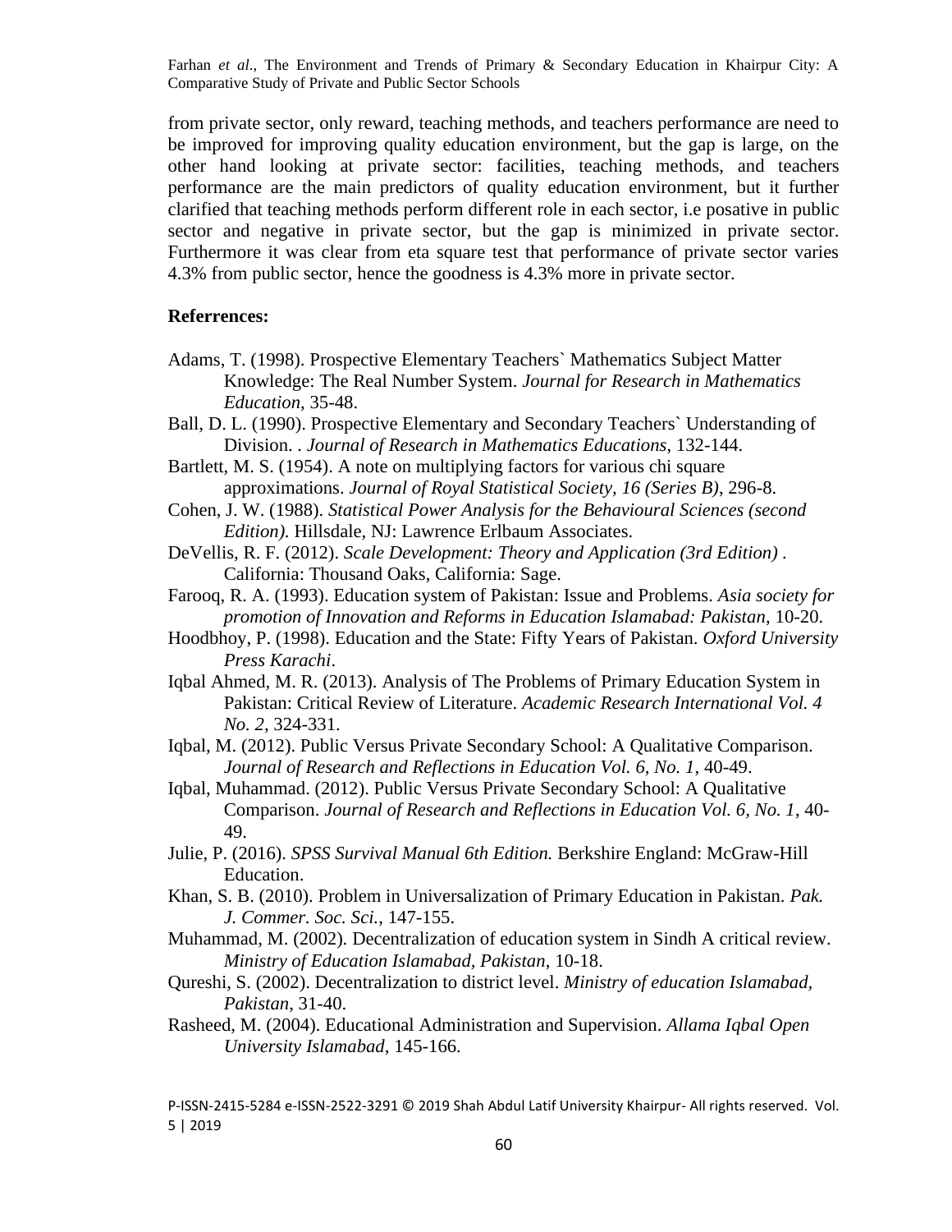from private sector, only reward, teaching methods, and teachers performance are need to be improved for improving quality education environment, but the gap is large, on the other hand looking at private sector: facilities, teaching methods, and teachers performance are the main predictors of quality education environment, but it further clarified that teaching methods perform different role in each sector, i.e posative in public sector and negative in private sector, but the gap is minimized in private sector. Furthermore it was clear from eta square test that performance of private sector varies 4.3% from public sector, hence the goodness is 4.3% more in private sector.

**Referrences:**

Adams, T. (1998). Prospective Elementary Teachers` Mathematics Subject Matter Knowledge: The Real Number System. *Journal for Research in Mathematics Education*, 35-48.

Ball, D. L. (1990). Prospective Elementary and Secondary Teachers` Understanding of Division. . *Journal of Research in Mathematics Educations*, 132-144.

Bartlett, M. S. (1954). A note on multiplying factors for various chi square approximations. *Journal of Royal Statistical Society, 16 (Series B)*, 296-8.

Cohen, J. W. (1988). *Statistical Power Analysis for the Behavioural Sciences (second Edition).* Hillsdale, NJ: Lawrence Erlbaum Associates.

DeVellis, R. F. (2012). *Scale Development: Theory and Application (3rd Edition)* . California: Thousand Oaks, California: Sage.

Farooq, R. A. (1993). Education system of Pakistan: Issue and Problems. *Asia society for promotion of Innovation and Reforms in Education Islamabad: Pakistan*, 10-20.

Hoodbhoy, P. (1998). Education and the State: Fifty Years of Pakistan. *Oxford University Press Karachi*.

Iqbal Ahmed, M. R. (2013). Analysis of The Problems of Primary Education System in Pakistan: Critical Review of Literature. *Academic Research International Vol. 4 No. 2*, 324-331.

Iqbal, M. (2012). Public Versus Private Secondary School: A Qualitative Comparison. *Journal of Research and Reflections in Education Vol. 6, No. 1*, 40-49.

Iqbal, Muhammad. (2012). Public Versus Private Secondary School: A Qualitative Comparison. *Journal of Research and Reflections in Education Vol. 6, No. 1*, 40-49.

Julie, P. (2016). *SPSS Survival Manual 6th Edition.* Berkshire England: McGraw-Hill Education.

Khan, S. B. (2010). Problem in Universalization of Primary Education in Pakistan. *Pak. J. Commer. Soc. Sci.*, 147-155.

Muhammad, M. (2002). Decentralization of education system in Sindh A critical review. *Ministry of Education Islamabad, Pakistan*, 10-18.

Qureshi, S. (2002). Decentralization to district level. *Ministry of education Islamabad, Pakistan*, 31-40.

Rasheed, M. (2004). Educational Administration and Supervision. *Allama Iqbal Open University Islamabad*, 145-166.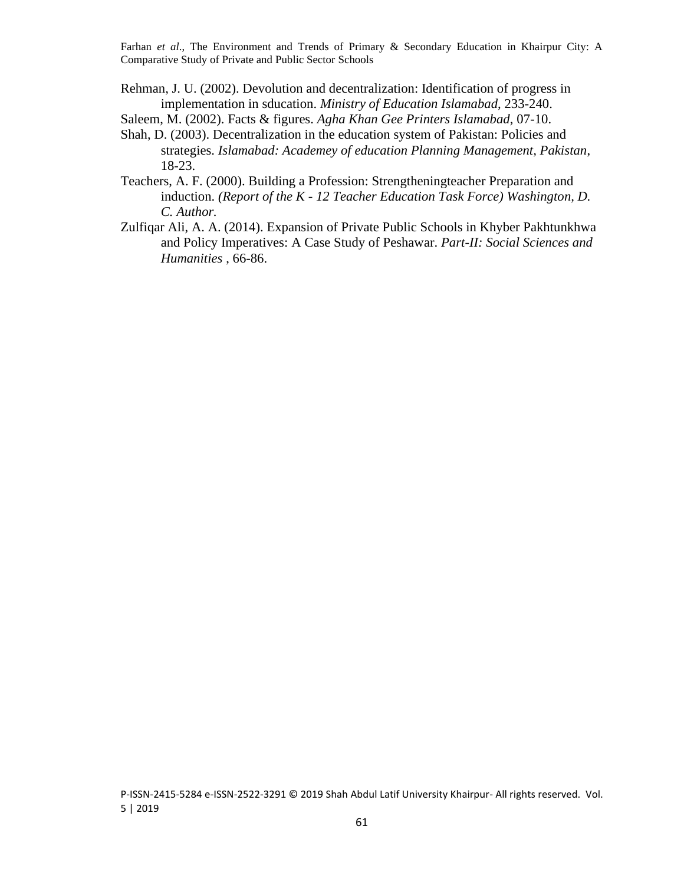Rehman, J. U. (2002). Devolution and decentralization: Identification of progress in implementation in sducation. *Ministry of Education Islamabad*, 233-240.

Saleem, M. (2002). Facts & figures. *Agha Khan Gee Printers Islamabad*, 07-10.

Shah, D. (2003). Decentralization in the education system of Pakistan: Policies and strategies. *Islamabad: Academey of education Planning Management, Pakistan*, 18-23.

Teachers, A. F. (2000). Building a Profession: Strengtheningteacher Preparation and induction. *(Report of the K - 12 Teacher Education Task Force) Washington, D. C. Author.*

Zulfiqar Ali, A. A. (2014). Expansion of Private Public Schools in Khyber Pakhtunkhwa and Policy Imperatives: A Case Study of Peshawar. *Part-II: Social Sciences and Humanities* , 66-86.